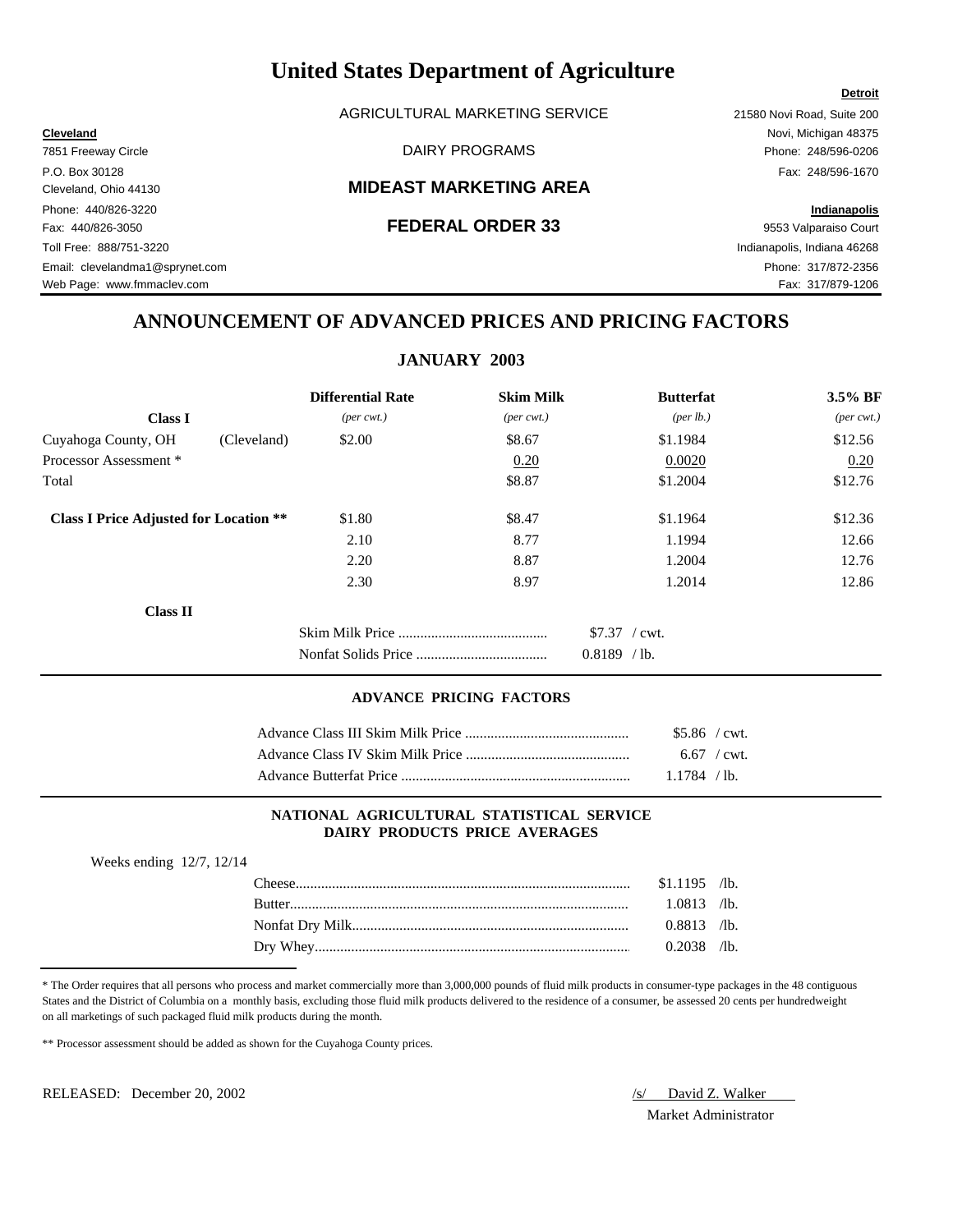# United States Department of Agriculture

AGRICULTURAL MARKETING SERVICE

DAIRY PROGRAMS

## MIDEAST MARKETING AREA

## FEDERAL ORDER 33

**Cleveland**
7851 Freeway Circle
P.O. Box 30128
Cleveland, Ohio 44130
Phone: 440/826-3220
Fax: 440/826-3050
Toll Free: 888/751-3220
Email: clevelandma1@sprynet.com
Web Page: www.fmmaclev.com

**Detroit**
21580 Novi Road, Suite 200
Novi, Michigan 48375
Phone: 248/596-0206
Fax: 248/596-1670

**Indianapolis**
9553 Valparaiso Court
Indianapolis, Indiana 46268
Phone: 317/872-2356
Fax: 317/879-1206

## ANNOUNCEMENT OF ADVANCED PRICES AND PRICING FACTORS

### JANUARY 2003

| Class I | | Differential Rate *(per cwt.)* | Skim Milk *(per cwt.)* | Butterfat *(per lb.)* | 3.5% BF *(per cwt.)* |
|---|---|---|---|---|---|
| Cuyahoga County, OH | (Cleveland) | $2.00 | $8.67 | $1.1984 | $12.56 |
| Processor Assessment * | | | 0.20 | 0.0020 | 0.20 |
| Total | | | $8.87 | $1.2004 | $12.76 |
| **Class I Price Adjusted for Location \*\*** | | $1.80 | $8.47 | $1.1964 | $12.36 |
| | | 2.10 | 8.77 | 1.1994 | 12.66 |
| | | 2.20 | 8.87 | 1.2004 | 12.76 |
| | | 2.30 | 8.97 | 1.2014 | 12.86 |

**Class II**

| | |
|---|---|
| Skim Milk Price | $7.37 / cwt. |
| Nonfat Solids Price | 0.8189 / lb. |

### ADVANCE PRICING FACTORS

| | |
|---|---|
| Advance Class III Skim Milk Price | $5.86 / cwt. |
| Advance Class IV Skim Milk Price | 6.67 / cwt. |
| Advance Butterfat Price | 1.1784 / lb. |

### NATIONAL AGRICULTURAL STATISTICAL SERVICE DAIRY PRODUCTS PRICE AVERAGES

Weeks ending 12/7, 12/14

| | |
|---|---|
| Cheese | $1.1195 /lb. |
| Butter | 1.0813 /lb. |
| Nonfat Dry Milk | 0.8813 /lb. |
| Dry Whey | 0.2038 /lb. |

* The Order requires that all persons who process and market commercially more than 3,000,000 pounds of fluid milk products in consumer-type packages in the 48 contiguous States and the District of Columbia on a monthly basis, excluding those fluid milk products delivered to the residence of a consumer, be assessed 20 cents per hundredweight on all marketings of such packaged fluid milk products during the month.

** Processor assessment should be added as shown for the Cuyahoga County prices.

RELEASED: December 20, 2002

/s/ David Z. Walker
Market Administrator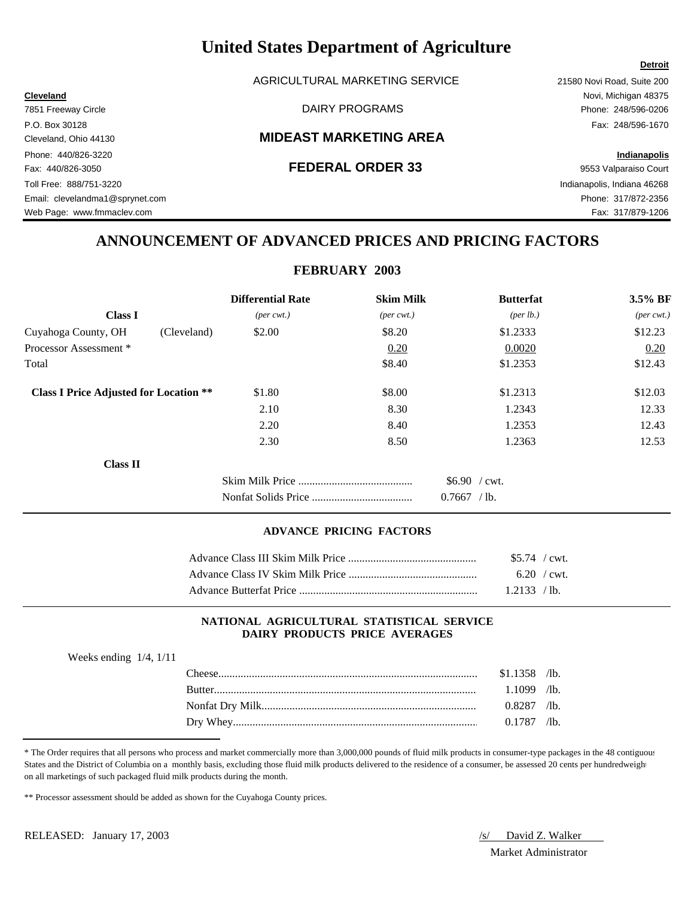# United States Department of Agriculture

AGRICULTURAL MARKETING SERVICE

DAIRY PROGRAMS

## MIDEAST MARKETING AREA

## FEDERAL ORDER 33

**Cleveland**
7851 Freeway Circle
P.O. Box 30128
Cleveland, Ohio 44130
Phone: 440/826-3220
Fax: 440/826-3050
Toll Free: 888/751-3220
Email: clevelandma1@sprynet.com
Web Page: www.fmmaclev.com

**Detroit**
21580 Novi Road, Suite 200
Novi, Michigan 48375
Phone: 248/596-0206
Fax: 248/596-1670

**Indianapolis**
9553 Valparaiso Court
Indianapolis, Indiana 46268
Phone: 317/872-2356
Fax: 317/879-1206

## ANNOUNCEMENT OF ADVANCED PRICES AND PRICING FACTORS

### FEBRUARY 2003

| | | Differential Rate | Skim Milk | Butterfat | 3.5% BF |
|---|---|---|---|---|---|
| **Class I** | | *(per cwt.)* | *(per cwt.)* | *(per lb.)* | *(per cwt.)* |
| Cuyahoga County, OH | (Cleveland) | $2.00 | $8.20 | $1.2333 | $12.23 |
| Processor Assessment * | | | 0.20 | 0.0020 | 0.20 |
| Total | | | $8.40 | $1.2353 | $12.43 |
| **Class I Price Adjusted for Location **** | | $1.80 | $8.00 | $1.2313 | $12.03 |
| | | 2.10 | 8.30 | 1.2343 | 12.33 |
| | | 2.20 | 8.40 | 1.2353 | 12.43 |
| | | 2.30 | 8.50 | 1.2363 | 12.53 |

**Class II**

| | |
|---|---|
| Skim Milk Price | $6.90 / cwt. |
| Nonfat Solids Price | 0.7667 / lb. |

### ADVANCE PRICING FACTORS

| | |
|---|---|
| Advance Class III Skim Milk Price | $5.74 / cwt. |
| Advance Class IV Skim Milk Price | 6.20 / cwt. |
| Advance Butterfat Price | 1.2133 / lb. |

### NATIONAL AGRICULTURAL STATISTICAL SERVICE DAIRY PRODUCTS PRICE AVERAGES

Weeks ending 1/4, 1/11

| | |
|---|---|
| Cheese | $1.1358 /lb. |
| Butter | 1.1099 /lb. |
| Nonfat Dry Milk | 0.8287 /lb. |
| Dry Whey | 0.1787 /lb. |

\* The Order requires that all persons who process and market commercially more than 3,000,000 pounds of fluid milk products in consumer-type packages in the 48 contiguous States and the District of Columbia on a monthly basis, excluding those fluid milk products delivered to the residence of a consumer, be assessed 20 cents per hundredweight on all marketings of such packaged fluid milk products during the month.

** Processor assessment should be added as shown for the Cuyahoga County prices.

RELEASED: January 17, 2003

/s/ David Z. Walker
Market Administrator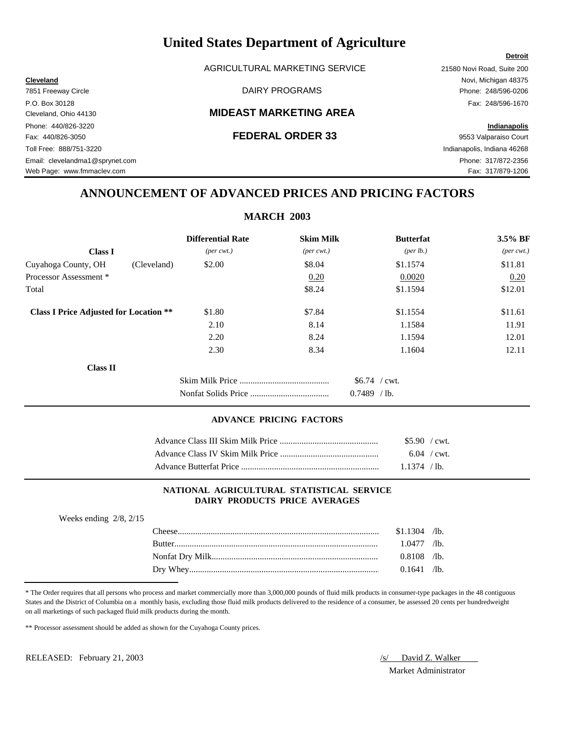# United States Department of Agriculture

AGRICULTURAL MARKETING SERVICE

DAIRY PROGRAMS

## MIDEAST MARKETING AREA

## FEDERAL ORDER 33

**Cleveland**
7851 Freeway Circle
P.O. Box 30128
Cleveland, Ohio 44130
Phone: 440/826-3220
Fax: 440/826-3050
Toll Free: 888/751-3220
Email: clevelandma1@sprynet.com
Web Page: www.fmmaclev.com

**Detroit**
21580 Novi Road, Suite 200
Novi, Michigan 48375
Phone: 248/596-0206
Fax: 248/596-1670

**Indianapolis**
9553 Valparaiso Court
Indianapolis, Indiana 46268
Phone: 317/872-2356
Fax: 317/879-1206

## ANNOUNCEMENT OF ADVANCED PRICES AND PRICING FACTORS

### MARCH 2003

| Class I | | Differential Rate *(per cwt.)* | Skim Milk *(per cwt.)* | Butterfat *(per lb.)* | 3.5% BF *(per cwt.)* |
|---|---|---|---|---|---|
| Cuyahoga County, OH | (Cleveland) | $2.00 | $8.04 | $1.1574 | $11.81 |
| Processor Assessment * | | | 0.20 | 0.0020 | 0.20 |
| Total | | | $8.24 | $1.1594 | $12.01 |
| **Class I Price Adjusted for Location \*\*** | | $1.80 | $7.84 | $1.1554 | $11.61 |
| | | 2.10 | 8.14 | 1.1584 | 11.91 |
| | | 2.20 | 8.24 | 1.1594 | 12.01 |
| | | 2.30 | 8.34 | 1.1604 | 12.11 |

**Class II**

| | |
|---|---|
| Skim Milk Price | $6.74 / cwt. |
| Nonfat Solids Price | 0.7489 / lb. |

### ADVANCE PRICING FACTORS

| | |
|---|---|
| Advance Class III Skim Milk Price | $5.90 / cwt. |
| Advance Class IV Skim Milk Price | 6.04 / cwt. |
| Advance Butterfat Price | 1.1374 / lb. |

### NATIONAL AGRICULTURAL STATISTICAL SERVICE DAIRY PRODUCTS PRICE AVERAGES

Weeks ending 2/8, 2/15

| | |
|---|---|
| Cheese | $1.1304 /lb. |
| Butter | 1.0477 /lb. |
| Nonfat Dry Milk | 0.8108 /lb. |
| Dry Whey | 0.1641 /lb. |

* The Order requires that all persons who process and market commercially more than 3,000,000 pounds of fluid milk products in consumer-type packages in the 48 contiguous States and the District of Columbia on a monthly basis, excluding those fluid milk products delivered to the residence of a consumer, be assessed 20 cents per hundredweight on all marketings of such packaged fluid milk products during the month.

** Processor assessment should be added as shown for the Cuyahoga County prices.

RELEASED: February 21, 2003

/s/ David Z. Walker
Market Administrator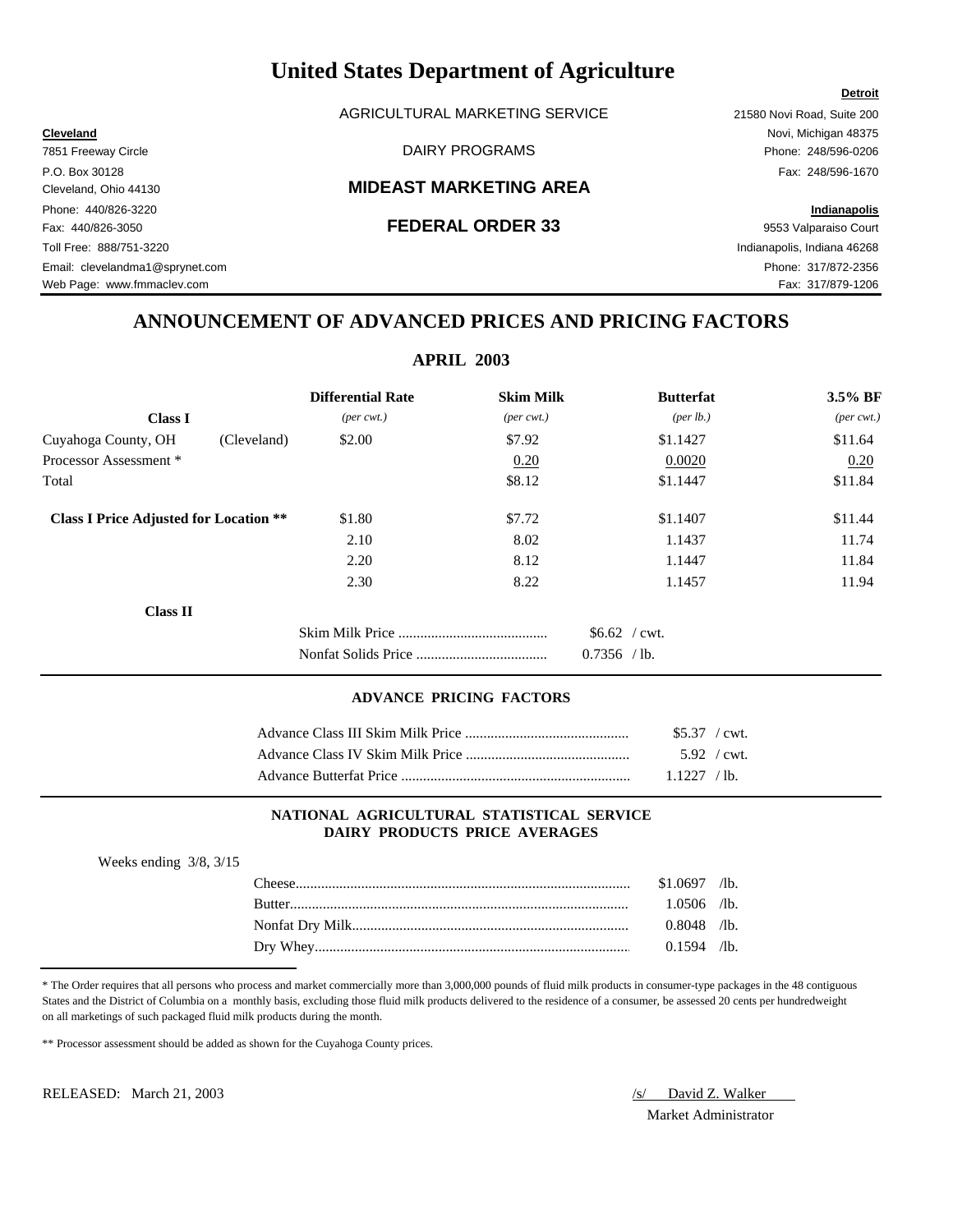# United States Department of Agriculture

AGRICULTURAL MARKETING SERVICE

DAIRY PROGRAMS

## MIDEAST MARKETING AREA

## FEDERAL ORDER 33

**Cleveland**
7851 Freeway Circle
P.O. Box 30128
Cleveland, Ohio 44130
Phone: 440/826-3220
Fax: 440/826-3050
Toll Free: 888/751-3220
Email: clevelandma1@sprynet.com
Web Page: www.fmmaclev.com

**Detroit**
21580 Novi Road, Suite 200
Novi, Michigan 48375
Phone: 248/596-0206
Fax: 248/596-1670

**Indianapolis**
9553 Valparaiso Court
Indianapolis, Indiana 46268
Phone: 317/872-2356
Fax: 317/879-1206

## ANNOUNCEMENT OF ADVANCED PRICES AND PRICING FACTORS

### APRIL 2003

| **Class I** | | **Differential Rate** *(per cwt.)* | **Skim Milk** *(per cwt.)* | **Butterfat** *(per lb.)* | **3.5% BF** *(per cwt.)* |
|---|---|---|---|---|---|
| Cuyahoga County, OH | (Cleveland) | $2.00 | $7.92 | $1.1427 | $11.64 |
| Processor Assessment * | | | 0.20 | 0.0020 | 0.20 |
| Total | | | $8.12 | $1.1447 | $11.84 |
| **Class I Price Adjusted for Location \*\*** | | $1.80 | $7.72 | $1.1407 | $11.44 |
| | | 2.10 | 8.02 | 1.1437 | 11.74 |
| | | 2.20 | 8.12 | 1.1447 | 11.84 |
| | | 2.30 | 8.22 | 1.1457 | 11.94 |

**Class II**

| | |
|---|---|
| Skim Milk Price | $6.62 / cwt. |
| Nonfat Solids Price | 0.7356 / lb. |

### ADVANCE PRICING FACTORS

| | |
|---|---|
| Advance Class III Skim Milk Price | $5.37 / cwt. |
| Advance Class IV Skim Milk Price | 5.92 / cwt. |
| Advance Butterfat Price | 1.1227 / lb. |

### NATIONAL AGRICULTURAL STATISTICAL SERVICE DAIRY PRODUCTS PRICE AVERAGES

Weeks ending 3/8, 3/15

| | |
|---|---|
| Cheese | $1.0697 /lb. |
| Butter | 1.0506 /lb. |
| Nonfat Dry Milk | 0.8048 /lb. |
| Dry Whey | 0.1594 /lb. |

\* The Order requires that all persons who process and market commercially more than 3,000,000 pounds of fluid milk products in consumer-type packages in the 48 contiguous States and the District of Columbia on a monthly basis, excluding those fluid milk products delivered to the residence of a consumer, be assessed 20 cents per hundredweight on all marketings of such packaged fluid milk products during the month.

\*\* Processor assessment should be added as shown for the Cuyahoga County prices.

RELEASED: March 21, 2003

/s/ David Z. Walker
Market Administrator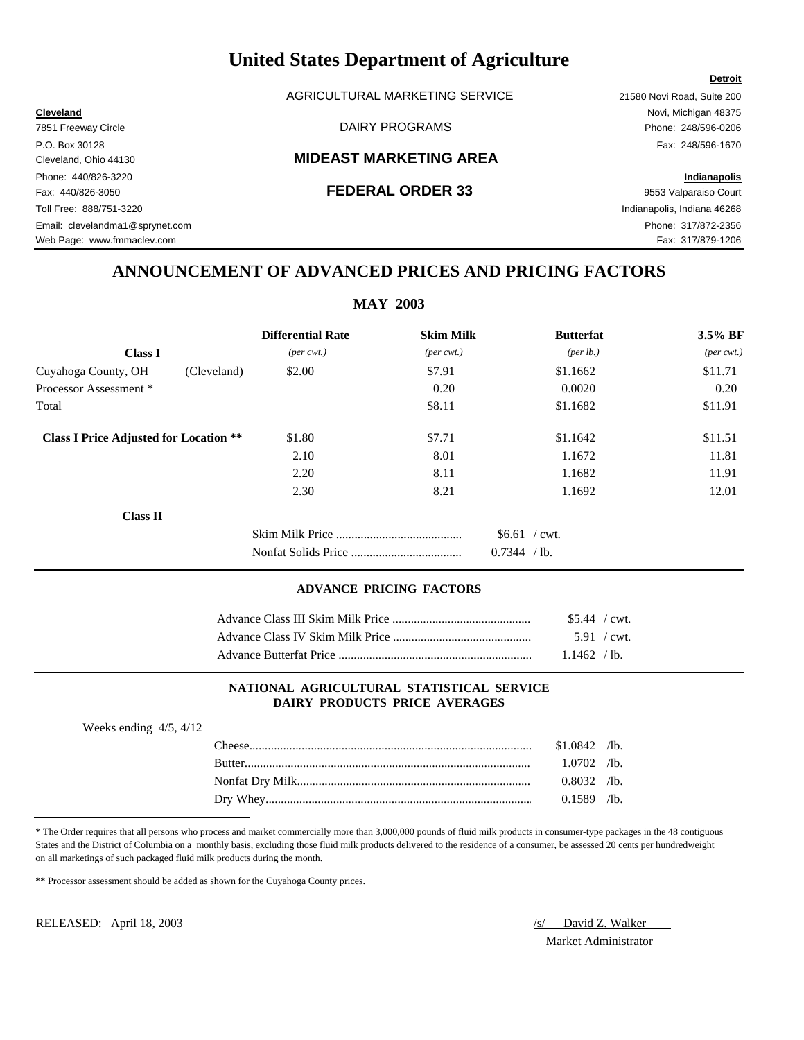# United States Department of Agriculture

AGRICULTURAL MARKETING SERVICE

DAIRY PROGRAMS

## MIDEAST MARKETING AREA

## FEDERAL ORDER 33

**Cleveland**
7851 Freeway Circle
P.O. Box 30128
Cleveland, Ohio 44130
Phone: 440/826-3220
Fax: 440/826-3050
Toll Free: 888/751-3220
Email: clevelandma1@sprynet.com
Web Page: www.fmmaclev.com

**Detroit**
21580 Novi Road, Suite 200
Novi, Michigan 48375
Phone: 248/596-0206
Fax: 248/596-1670

**Indianapolis**
9553 Valparaiso Court
Indianapolis, Indiana 46268
Phone: 317/872-2356
Fax: 317/879-1206

## ANNOUNCEMENT OF ADVANCED PRICES AND PRICING FACTORS

### MAY 2003

| Class I | | Differential Rate *(per cwt.)* | Skim Milk *(per cwt.)* | Butterfat *(per lb.)* | 3.5% BF *(per cwt.)* |
|---|---|---|---|---|---|
| Cuyahoga County, OH | (Cleveland) | $2.00 | $7.91 | $1.1662 | $11.71 |
| Processor Assessment * | | | 0.20 | 0.0020 | 0.20 |
| Total | | | $8.11 | $1.1682 | $11.91 |
| **Class I Price Adjusted for Location \*\*** | | $1.80 | $7.71 | $1.1642 | $11.51 |
| | | 2.10 | 8.01 | 1.1672 | 11.81 |
| | | 2.20 | 8.11 | 1.1682 | 11.91 |
| | | 2.30 | 8.21 | 1.1692 | 12.01 |

**Class II**

| | |
|---|---|
| Skim Milk Price | $6.61 / cwt. |
| Nonfat Solids Price | 0.7344 / lb. |

#### ADVANCE PRICING FACTORS

| | |
|---|---|
| Advance Class III Skim Milk Price | $5.44 / cwt. |
| Advance Class IV Skim Milk Price | 5.91 / cwt. |
| Advance Butterfat Price | 1.1462 / lb. |

#### NATIONAL AGRICULTURAL STATISTICAL SERVICE DAIRY PRODUCTS PRICE AVERAGES

Weeks ending 4/5, 4/12

| | |
|---|---|
| Cheese | $1.0842 /lb. |
| Butter | 1.0702 /lb. |
| Nonfat Dry Milk | 0.8032 /lb. |
| Dry Whey | 0.1589 /lb. |

\* The Order requires that all persons who process and market commercially more than 3,000,000 pounds of fluid milk products in consumer-type packages in the 48 contiguous States and the District of Columbia on a monthly basis, excluding those fluid milk products delivered to the residence of a consumer, be assessed 20 cents per hundredweight on all marketings of such packaged fluid milk products during the month.

\*\* Processor assessment should be added as shown for the Cuyahoga County prices.

RELEASED: April 18, 2003

/s/ David Z. Walker
Market Administrator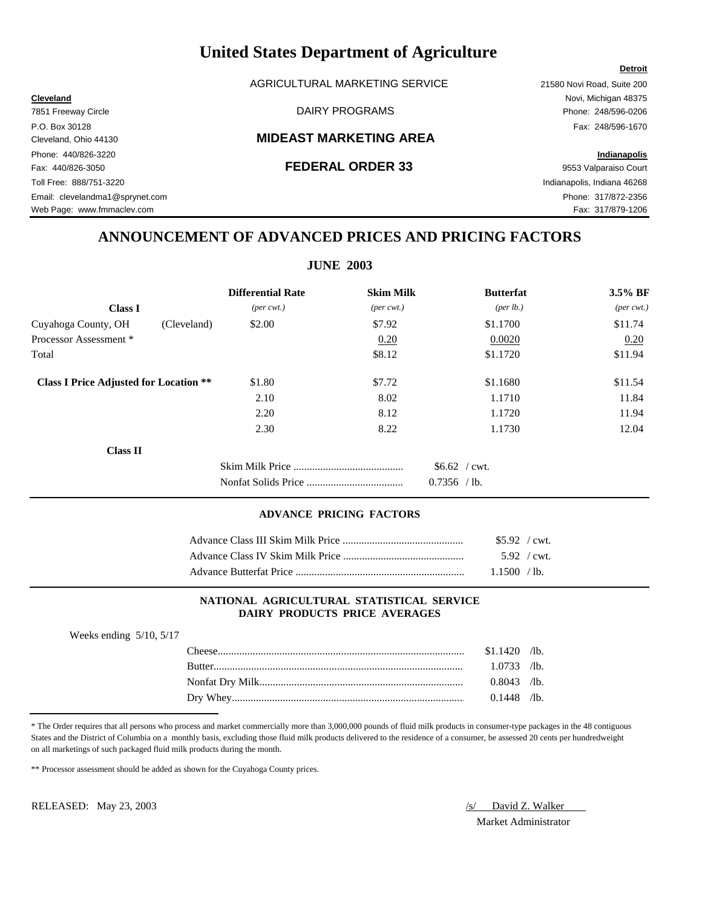# United States Department of Agriculture

AGRICULTURAL MARKETING SERVICE

DAIRY PROGRAMS

## MIDEAST MARKETING AREA

## FEDERAL ORDER 33

**Cleveland**
7851 Freeway Circle
P.O. Box 30128
Cleveland, Ohio 44130
Phone: 440/826-3220
Fax: 440/826-3050
Toll Free: 888/751-3220
Email: clevelandma1@sprynet.com
Web Page: www.fmmaclev.com

**Detroit**
21580 Novi Road, Suite 200
Novi, Michigan 48375
Phone: 248/596-0206
Fax: 248/596-1670

**Indianapolis**
9553 Valparaiso Court
Indianapolis, Indiana 46268
Phone: 317/872-2356
Fax: 317/879-1206

## ANNOUNCEMENT OF ADVANCED PRICES AND PRICING FACTORS

### JUNE 2003

| **Class I** | | **Differential Rate** *(per cwt.)* | **Skim Milk** *(per cwt.)* | **Butterfat** *(per lb.)* | **3.5% BF** *(per cwt.)* |
|---|---|---|---|---|---|
| Cuyahoga County, OH | (Cleveland) | $2.00 | $7.92 | $1.1700 | $11.74 |
| Processor Assessment * | | | 0.20 | 0.0020 | 0.20 |
| Total | | | $8.12 | $1.1720 | $11.94 |
| **Class I Price Adjusted for Location \*\*** | | $1.80 | $7.72 | $1.1680 | $11.54 |
| | | 2.10 | 8.02 | 1.1710 | 11.84 |
| | | 2.20 | 8.12 | 1.1720 | 11.94 |
| | | 2.30 | 8.22 | 1.1730 | 12.04 |

**Class II**

| | |
|---|---|
| Skim Milk Price | $6.62 / cwt. |
| Nonfat Solids Price | 0.7356 / lb. |

#### ADVANCE PRICING FACTORS

| | |
|---|---|
| Advance Class III Skim Milk Price | $5.92 / cwt. |
| Advance Class IV Skim Milk Price | 5.92 / cwt. |
| Advance Butterfat Price | 1.1500 / lb. |

#### NATIONAL AGRICULTURAL STATISTICAL SERVICE DAIRY PRODUCTS PRICE AVERAGES

Weeks ending 5/10, 5/17

| | |
|---|---|
| Cheese | $1.1420 /lb. |
| Butter | 1.0733 /lb. |
| Nonfat Dry Milk | 0.8043 /lb. |
| Dry Whey | 0.1448 /lb. |

* The Order requires that all persons who process and market commercially more than 3,000,000 pounds of fluid milk products in consumer-type packages in the 48 contiguous States and the District of Columbia on a monthly basis, excluding those fluid milk products delivered to the residence of a consumer, be assessed 20 cents per hundredweight on all marketings of such packaged fluid milk products during the month.

** Processor assessment should be added as shown for the Cuyahoga County prices.

RELEASED: May 23, 2003

/s/ David Z. Walker
Market Administrator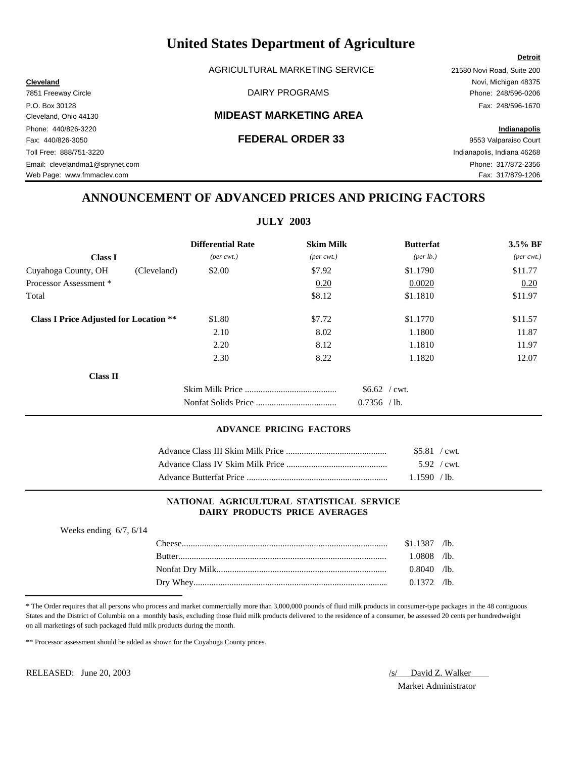# United States Department of Agriculture

AGRICULTURAL MARKETING SERVICE

DAIRY PROGRAMS

## MIDEAST MARKETING AREA

## FEDERAL ORDER 33

**Cleveland**
7851 Freeway Circle
P.O. Box 30128
Cleveland, Ohio 44130
Phone: 440/826-3220
Fax: 440/826-3050
Toll Free: 888/751-3220
Email: clevelandma1@sprynet.com
Web Page: www.fmmaclev.com

**Detroit**
21580 Novi Road, Suite 200
Novi, Michigan 48375
Phone: 248/596-0206
Fax: 248/596-1670

**Indianapolis**
9553 Valparaiso Court
Indianapolis, Indiana 46268
Phone: 317/872-2356
Fax: 317/879-1206

## ANNOUNCEMENT OF ADVANCED PRICES AND PRICING FACTORS

### JULY 2003

| Class I | | Differential Rate *(per cwt.)* | Skim Milk *(per cwt.)* | Butterfat *(per lb.)* | 3.5% BF *(per cwt.)* |
|---|---|---|---|---|---|
| Cuyahoga County, OH | (Cleveland) | $2.00 | $7.92 | $1.1790 | $11.77 |
| Processor Assessment * | | | 0.20 | 0.0020 | 0.20 |
| Total | | | $8.12 | $1.1810 | $11.97 |
| **Class I Price Adjusted for Location \*\*** | | $1.80 | $7.72 | $1.1770 | $11.57 |
| | | 2.10 | 8.02 | 1.1800 | 11.87 |
| | | 2.20 | 8.12 | 1.1810 | 11.97 |
| | | 2.30 | 8.22 | 1.1820 | 12.07 |

**Class II**

| | |
|---|---|
| Skim Milk Price | $6.62 / cwt. |
| Nonfat Solids Price | 0.7356 / lb. |

### ADVANCE PRICING FACTORS

| | |
|---|---|
| Advance Class III Skim Milk Price | $5.81 / cwt. |
| Advance Class IV Skim Milk Price | 5.92 / cwt. |
| Advance Butterfat Price | 1.1590 / lb. |

### NATIONAL AGRICULTURAL STATISTICAL SERVICE DAIRY PRODUCTS PRICE AVERAGES

Weeks ending 6/7, 6/14

| | |
|---|---|
| Cheese | $1.1387 /lb. |
| Butter | 1.0808 /lb. |
| Nonfat Dry Milk | 0.8040 /lb. |
| Dry Whey | 0.1372 /lb. |

\* The Order requires that all persons who process and market commercially more than 3,000,000 pounds of fluid milk products in consumer-type packages in the 48 contiguous States and the District of Columbia on a monthly basis, excluding those fluid milk products delivered to the residence of a consumer, be assessed 20 cents per hundredweight on all marketings of such packaged fluid milk products during the month.

\*\* Processor assessment should be added as shown for the Cuyahoga County prices.

RELEASED: June 20, 2003

/s/ David Z. Walker
Market Administrator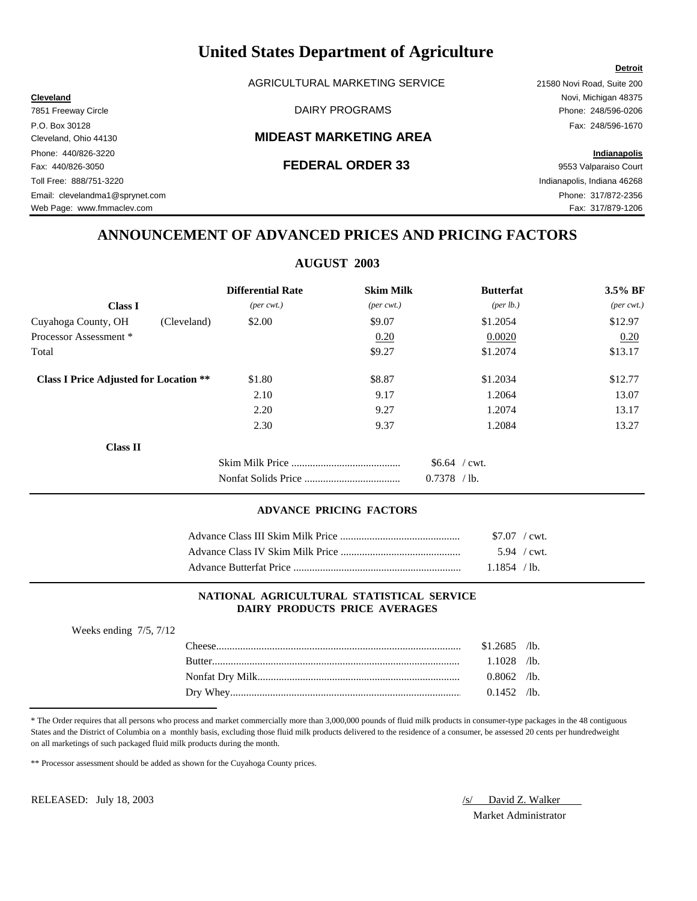# United States Department of Agriculture

AGRICULTURAL MARKETING SERVICE

DAIRY PROGRAMS

## MIDEAST MARKETING AREA

## FEDERAL ORDER 33

**Cleveland**
7851 Freeway Circle
P.O. Box 30128
Cleveland, Ohio 44130
Phone: 440/826-3220
Fax: 440/826-3050
Toll Free: 888/751-3220
Email: clevelandma1@sprynet.com
Web Page: www.fmmaclev.com

**Detroit**
21580 Novi Road, Suite 200
Novi, Michigan 48375
Phone: 248/596-0206
Fax: 248/596-1670

**Indianapolis**
9553 Valparaiso Court
Indianapolis, Indiana 46268
Phone: 317/872-2356
Fax: 317/879-1206

## ANNOUNCEMENT OF ADVANCED PRICES AND PRICING FACTORS

### AUGUST 2003

| **Class I** | | **Differential Rate** *(per cwt.)* | **Skim Milk** *(per cwt.)* | **Butterfat** *(per lb.)* | **3.5% BF** *(per cwt.)* |
|---|---|---|---|---|---|
| Cuyahoga County, OH | (Cleveland) | $2.00 | $9.07 | $1.2054 | $12.97 |
| Processor Assessment * | | | 0.20 | 0.0020 | 0.20 |
| Total | | | $9.27 | $1.2074 | $13.17 |
| **Class I Price Adjusted for Location \*\*** | | $1.80 | $8.87 | $1.2034 | $12.77 |
| | | 2.10 | 9.17 | 1.2064 | 13.07 |
| | | 2.20 | 9.27 | 1.2074 | 13.17 |
| | | 2.30 | 9.37 | 1.2084 | 13.27 |

**Class II**

| | |
|---|---|
| Skim Milk Price | $6.64 / cwt. |
| Nonfat Solids Price | 0.7378 / lb. |

### ADVANCE PRICING FACTORS

| | |
|---|---|
| Advance Class III Skim Milk Price | $7.07 / cwt. |
| Advance Class IV Skim Milk Price | 5.94 / cwt. |
| Advance Butterfat Price | 1.1854 / lb. |

### NATIONAL AGRICULTURAL STATISTICAL SERVICE DAIRY PRODUCTS PRICE AVERAGES

Weeks ending 7/5, 7/12

| | |
|---|---|
| Cheese | $1.2685 /lb. |
| Butter | 1.1028 /lb. |
| Nonfat Dry Milk | 0.8062 /lb. |
| Dry Whey | 0.1452 /lb. |

\* The Order requires that all persons who process and market commercially more than 3,000,000 pounds of fluid milk products in consumer-type packages in the 48 contiguous States and the District of Columbia on a monthly basis, excluding those fluid milk products delivered to the residence of a consumer, be assessed 20 cents per hundredweight on all marketings of such packaged fluid milk products during the month.

\*\* Processor assessment should be added as shown for the Cuyahoga County prices.

RELEASED: July 18, 2003

/s/ David Z. Walker
Market Administrator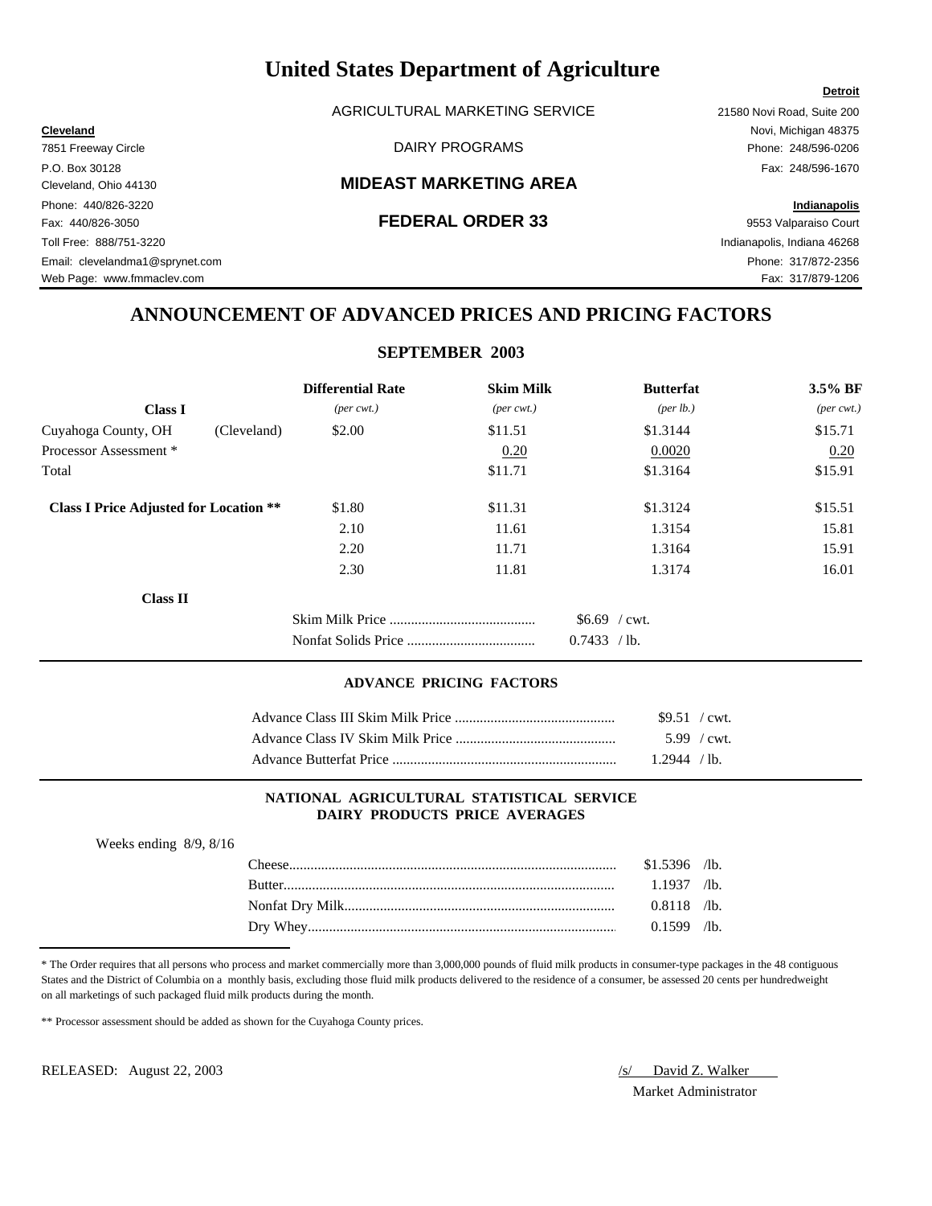# United States Department of Agriculture

AGRICULTURAL MARKETING SERVICE

DAIRY PROGRAMS

## MIDEAST MARKETING AREA

## FEDERAL ORDER 33

**Cleveland**
7851 Freeway Circle
P.O. Box 30128
Cleveland, Ohio 44130
Phone: 440/826-3220
Fax: 440/826-3050
Toll Free: 888/751-3220
Email: clevelandma1@sprynet.com
Web Page: www.fmmaclev.com

**Detroit**
21580 Novi Road, Suite 200
Novi, Michigan 48375
Phone: 248/596-0206
Fax: 248/596-1670

**Indianapolis**
9553 Valparaiso Court
Indianapolis, Indiana 46268
Phone: 317/872-2356
Fax: 317/879-1206

## ANNOUNCEMENT OF ADVANCED PRICES AND PRICING FACTORS

### SEPTEMBER 2003

| Class I | | Differential Rate *(per cwt.)* | Skim Milk *(per cwt.)* | Butterfat *(per lb.)* | 3.5% BF *(per cwt.)* |
|---|---|---|---|---|---|
| Cuyahoga County, OH | (Cleveland) | $2.00 | $11.51 | $1.3144 | $15.71 |
| Processor Assessment * | | | 0.20 | 0.0020 | 0.20 |
| Total | | | $11.71 | $1.3164 | $15.91 |
| **Class I Price Adjusted for Location \*\*** | | $1.80 | $11.31 | $1.3124 | $15.51 |
| | | 2.10 | 11.61 | 1.3154 | 15.81 |
| | | 2.20 | 11.71 | 1.3164 | 15.91 |
| | | 2.30 | 11.81 | 1.3174 | 16.01 |

**Class II**

| | |
|---|---|
| Skim Milk Price | $6.69 / cwt. |
| Nonfat Solids Price | 0.7433 / lb. |

#### ADVANCE PRICING FACTORS

| | |
|---|---|
| Advance Class III Skim Milk Price | $9.51 / cwt. |
| Advance Class IV Skim Milk Price | 5.99 / cwt. |
| Advance Butterfat Price | 1.2944 / lb. |

#### NATIONAL AGRICULTURAL STATISTICAL SERVICE DAIRY PRODUCTS PRICE AVERAGES

Weeks ending 8/9, 8/16

| | |
|---|---|
| Cheese | $1.5396 /lb. |
| Butter | 1.1937 /lb. |
| Nonfat Dry Milk | 0.8118 /lb. |
| Dry Whey | 0.1599 /lb. |

\* The Order requires that all persons who process and market commercially more than 3,000,000 pounds of fluid milk products in consumer-type packages in the 48 contiguous States and the District of Columbia on a monthly basis, excluding those fluid milk products delivered to the residence of a consumer, be assessed 20 cents per hundredweight on all marketings of such packaged fluid milk products during the month.

\*\* Processor assessment should be added as shown for the Cuyahoga County prices.

RELEASED: August 22, 2003

/s/ David Z. Walker
Market Administrator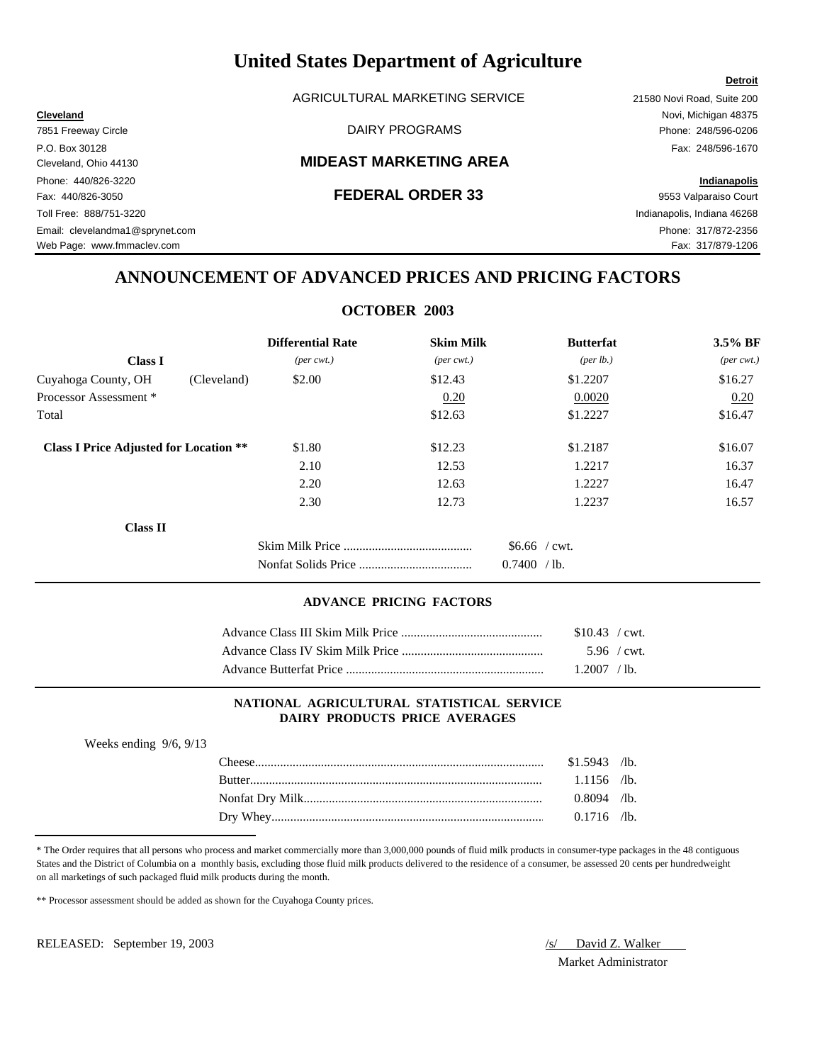# United States Department of Agriculture

AGRICULTURAL MARKETING SERVICE

DAIRY PROGRAMS

**MIDEAST MARKETING AREA**

**FEDERAL ORDER 33**

**Cleveland**
7851 Freeway Circle
P.O. Box 30128
Cleveland, Ohio 44130
Phone: 440/826-3220
Fax: 440/826-3050
Toll Free: 888/751-3220
Email: clevelandma1@sprynet.com
Web Page: www.fmmaclev.com

**Detroit**
21580 Novi Road, Suite 200
Novi, Michigan 48375
Phone: 248/596-0206
Fax: 248/596-1670

**Indianapolis**
9553 Valparaiso Court
Indianapolis, Indiana 46268
Phone: 317/872-2356
Fax: 317/879-1206

## ANNOUNCEMENT OF ADVANCED PRICES AND PRICING FACTORS

### OCTOBER 2003

| Class I | | Differential Rate (per cwt.) | Skim Milk (per cwt.) | Butterfat (per lb.) | 3.5% BF (per cwt.) |
|---|---|---|---|---|---|
| Cuyahoga County, OH | (Cleveland) | $2.00 | $12.43 | $1.2207 | $16.27 |
| Processor Assessment * | | | 0.20 | 0.0020 | 0.20 |
| Total | | | $12.63 | $1.2227 | $16.47 |
| **Class I Price Adjusted for Location \*\*** | | $1.80 | $12.23 | $1.2187 | $16.07 |
| | | 2.10 | 12.53 | 1.2217 | 16.37 |
| | | 2.20 | 12.63 | 1.2227 | 16.47 |
| | | 2.30 | 12.73 | 1.2237 | 16.57 |

**Class II**

| | |
|---|---|
| Skim Milk Price | $6.66 / cwt. |
| Nonfat Solids Price | 0.7400 / lb. |

#### ADVANCE PRICING FACTORS

| | |
|---|---|
| Advance Class III Skim Milk Price | $10.43 / cwt. |
| Advance Class IV Skim Milk Price | 5.96 / cwt. |
| Advance Butterfat Price | 1.2007 / lb. |

#### NATIONAL AGRICULTURAL STATISTICAL SERVICE DAIRY PRODUCTS PRICE AVERAGES

Weeks ending 9/6, 9/13

| | |
|---|---|
| Cheese | $1.5943 /lb. |
| Butter | 1.1156 /lb. |
| Nonfat Dry Milk | 0.8094 /lb. |
| Dry Whey | 0.1716 /lb. |

\* The Order requires that all persons who process and market commercially more than 3,000,000 pounds of fluid milk products in consumer-type packages in the 48 contiguous States and the District of Columbia on a monthly basis, excluding those fluid milk products delivered to the residence of a consumer, be assessed 20 cents per hundredweight on all marketings of such packaged fluid milk products during the month.

\*\* Processor assessment should be added as shown for the Cuyahoga County prices.

RELEASED: September 19, 2003

/s/ David Z. Walker
Market Administrator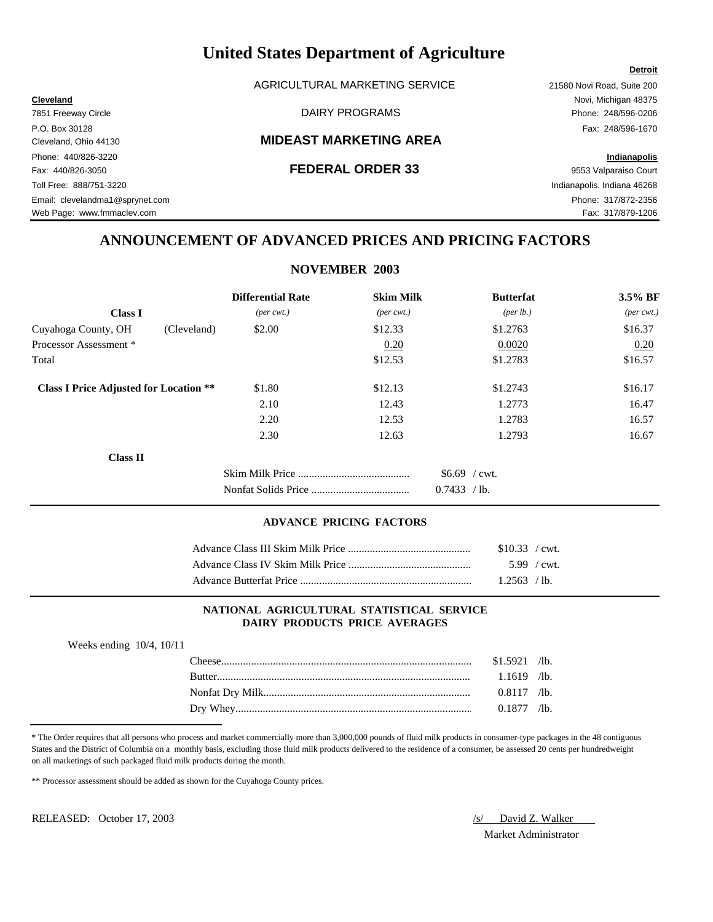# United States Department of Agriculture

AGRICULTURAL MARKETING SERVICE

DAIRY PROGRAMS

## MIDEAST MARKETING AREA

## FEDERAL ORDER 33

**Cleveland**
7851 Freeway Circle
P.O. Box 30128
Cleveland, Ohio 44130
Phone: 440/826-3220
Fax: 440/826-3050
Toll Free: 888/751-3220
Email: clevelandma1@sprynet.com
Web Page: www.fmmaclev.com

**Detroit**
21580 Novi Road, Suite 200
Novi, Michigan 48375
Phone: 248/596-0206
Fax: 248/596-1670

**Indianapolis**
9553 Valparaiso Court
Indianapolis, Indiana 46268
Phone: 317/872-2356
Fax: 317/879-1206

## ANNOUNCEMENT OF ADVANCED PRICES AND PRICING FACTORS

### NOVEMBER 2003

| **Class I** | | **Differential Rate** *(per cwt.)* | **Skim Milk** *(per cwt.)* | **Butterfat** *(per lb.)* | **3.5% BF** *(per cwt.)* |
|---|---|---|---|---|---|
| Cuyahoga County, OH | (Cleveland) | $2.00 | $12.33 | $1.2763 | $16.37 |
| Processor Assessment * | | | 0.20 | 0.0020 | 0.20 |
| Total | | | $12.53 | $1.2783 | $16.57 |
| **Class I Price Adjusted for Location \*\*** | | $1.80 | $12.13 | $1.2743 | $16.17 |
| | | 2.10 | 12.43 | 1.2773 | 16.47 |
| | | 2.20 | 12.53 | 1.2783 | 16.57 |
| | | 2.30 | 12.63 | 1.2793 | 16.67 |

**Class II**

| | |
|---|---|
| Skim Milk Price | $6.69 / cwt. |
| Nonfat Solids Price | 0.7433 / lb. |

#### ADVANCE PRICING FACTORS

| | |
|---|---|
| Advance Class III Skim Milk Price | $10.33 / cwt. |
| Advance Class IV Skim Milk Price | 5.99 / cwt. |
| Advance Butterfat Price | 1.2563 / lb. |

#### NATIONAL AGRICULTURAL STATISTICAL SERVICE DAIRY PRODUCTS PRICE AVERAGES

Weeks ending 10/4, 10/11

| | |
|---|---|
| Cheese | $1.5921 /lb. |
| Butter | 1.1619 /lb. |
| Nonfat Dry Milk | 0.8117 /lb. |
| Dry Whey | 0.1877 /lb. |

\* The Order requires that all persons who process and market commercially more than 3,000,000 pounds of fluid milk products in consumer-type packages in the 48 contiguous States and the District of Columbia on a monthly basis, excluding those fluid milk products delivered to the residence of a consumer, be assessed 20 cents per hundredweight on all marketings of such packaged fluid milk products during the month.

\*\* Processor assessment should be added as shown for the Cuyahoga County prices.

RELEASED: October 17, 2003

/s/ David Z. Walker
Market Administrator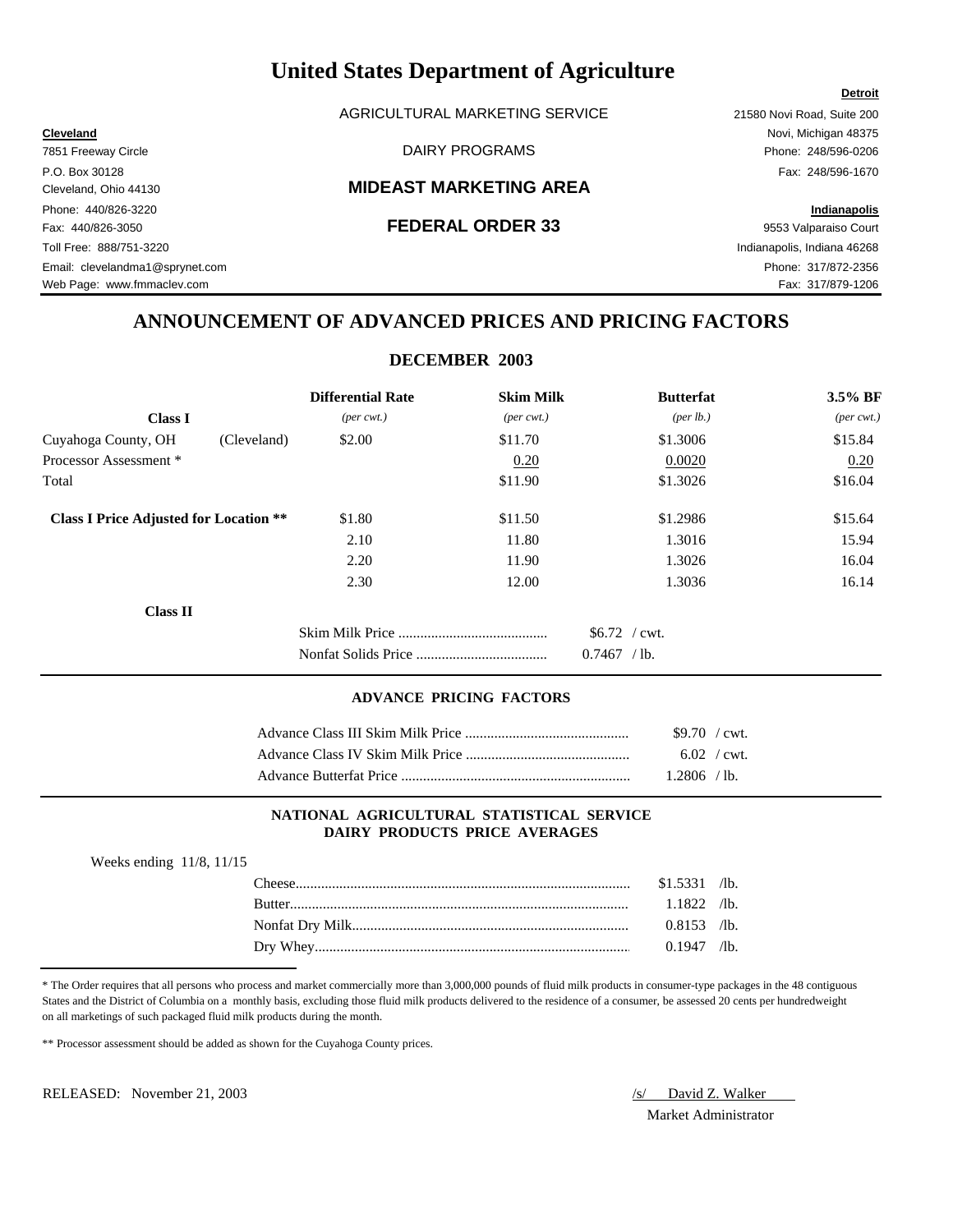# United States Department of Agriculture

AGRICULTURAL MARKETING SERVICE

DAIRY PROGRAMS

## MIDEAST MARKETING AREA

## FEDERAL ORDER 33

**Cleveland**
7851 Freeway Circle
P.O. Box 30128
Cleveland, Ohio 44130
Phone: 440/826-3220
Fax: 440/826-3050
Toll Free: 888/751-3220
Email: clevelandma1@sprynet.com
Web Page: www.fmmaclev.com

**Detroit**
21580 Novi Road, Suite 200
Novi, Michigan 48375
Phone: 248/596-0206
Fax: 248/596-1670

**Indianapolis**
9553 Valparaiso Court
Indianapolis, Indiana 46268
Phone: 317/872-2356
Fax: 317/879-1206

## ANNOUNCEMENT OF ADVANCED PRICES AND PRICING FACTORS

### DECEMBER 2003

| Class I | | Differential Rate *(per cwt.)* | Skim Milk *(per cwt.)* | Butterfat *(per lb.)* | 3.5% BF *(per cwt.)* |
|---|---|---|---|---|---|
| Cuyahoga County, OH | (Cleveland) | $2.00 | $11.70 | $1.3006 | $15.84 |
| Processor Assessment * | | | 0.20 | 0.0020 | 0.20 |
| Total | | | $11.90 | $1.3026 | $16.04 |
| **Class I Price Adjusted for Location \*\*** | | $1.80 | $11.50 | $1.2986 | $15.64 |
| | | 2.10 | 11.80 | 1.3016 | 15.94 |
| | | 2.20 | 11.90 | 1.3026 | 16.04 |
| | | 2.30 | 12.00 | 1.3036 | 16.14 |

**Class II**

| | |
|---|---|
| Skim Milk Price | $6.72 / cwt. |
| Nonfat Solids Price | 0.7467 / lb. |

#### ADVANCE PRICING FACTORS

| | |
|---|---|
| Advance Class III Skim Milk Price | $9.70 / cwt. |
| Advance Class IV Skim Milk Price | 6.02 / cwt. |
| Advance Butterfat Price | 1.2806 / lb. |

#### NATIONAL AGRICULTURAL STATISTICAL SERVICE DAIRY PRODUCTS PRICE AVERAGES

Weeks ending 11/8, 11/15

| | |
|---|---|
| Cheese | $1.5331 /lb. |
| Butter | 1.1822 /lb. |
| Nonfat Dry Milk | 0.8153 /lb. |
| Dry Whey | 0.1947 /lb. |

\* The Order requires that all persons who process and market commercially more than 3,000,000 pounds of fluid milk products in consumer-type packages in the 48 contiguous States and the District of Columbia on a monthly basis, excluding those fluid milk products delivered to the residence of a consumer, be assessed 20 cents per hundredweight on all marketings of such packaged fluid milk products during the month.

\*\* Processor assessment should be added as shown for the Cuyahoga County prices.

RELEASED: November 21, 2003

/s/ David Z. Walker
Market Administrator